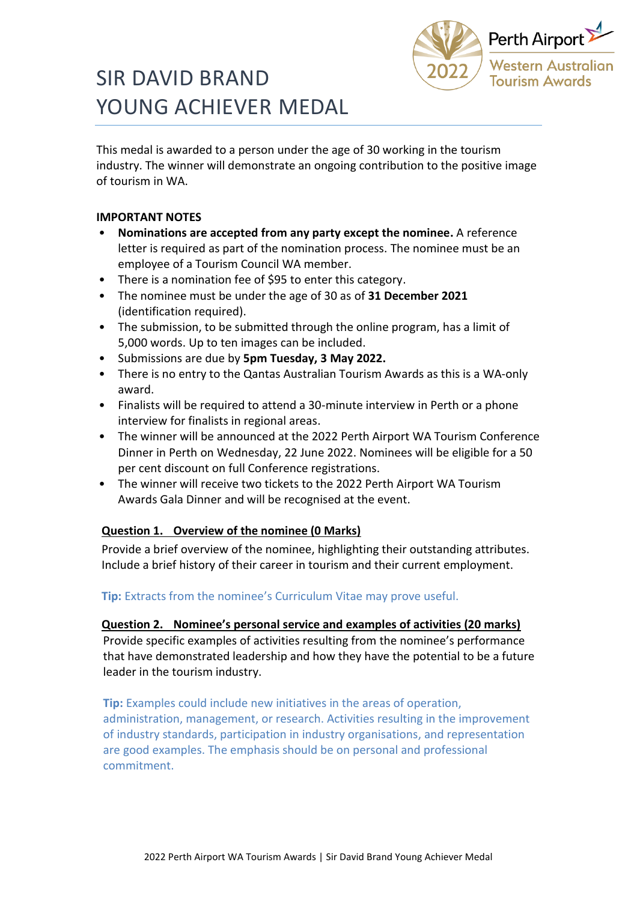# SIR DAVID BRAND YOUNG ACHIEVER MEDAL

Perth Airport
2022 Western Australian Tourism Awards

This medal is awarded to a person under the age of 30 working in the tourism industry. The winner will demonstrate an ongoing contribution to the positive image of tourism in WA.

**IMPORTANT NOTES**

- **Nominations are accepted from any party except the nominee.** A reference letter is required as part of the nomination process. The nominee must be an employee of a Tourism Council WA member.
- There is a nomination fee of $95 to enter this category.
- The nominee must be under the age of 30 as of **31 December 2021** (identification required).
- The submission, to be submitted through the online program, has a limit of 5,000 words. Up to ten images can be included.
- Submissions are due by **5pm Tuesday, 3 May 2022.**
- There is no entry to the Qantas Australian Tourism Awards as this is a WA-only award.
- Finalists will be required to attend a 30-minute interview in Perth or a phone interview for finalists in regional areas.
- The winner will be announced at the 2022 Perth Airport WA Tourism Conference Dinner in Perth on Wednesday, 22 June 2022. Nominees will be eligible for a 50 per cent discount on full Conference registrations.
- The winner will receive two tickets to the 2022 Perth Airport WA Tourism Awards Gala Dinner and will be recognised at the event.

**Question 1. Overview of the nominee (0 Marks)**

Provide a brief overview of the nominee, highlighting their outstanding attributes. Include a brief history of their career in tourism and their current employment.

**Tip:** Extracts from the nominee's Curriculum Vitae may prove useful.

**Question 2. Nominee's personal service and examples of activities (20 marks)**

Provide specific examples of activities resulting from the nominee's performance that have demonstrated leadership and how they have the potential to be a future leader in the tourism industry.

**Tip:** Examples could include new initiatives in the areas of operation, administration, management, or research. Activities resulting in the improvement of industry standards, participation in industry organisations, and representation are good examples. The emphasis should be on personal and professional commitment.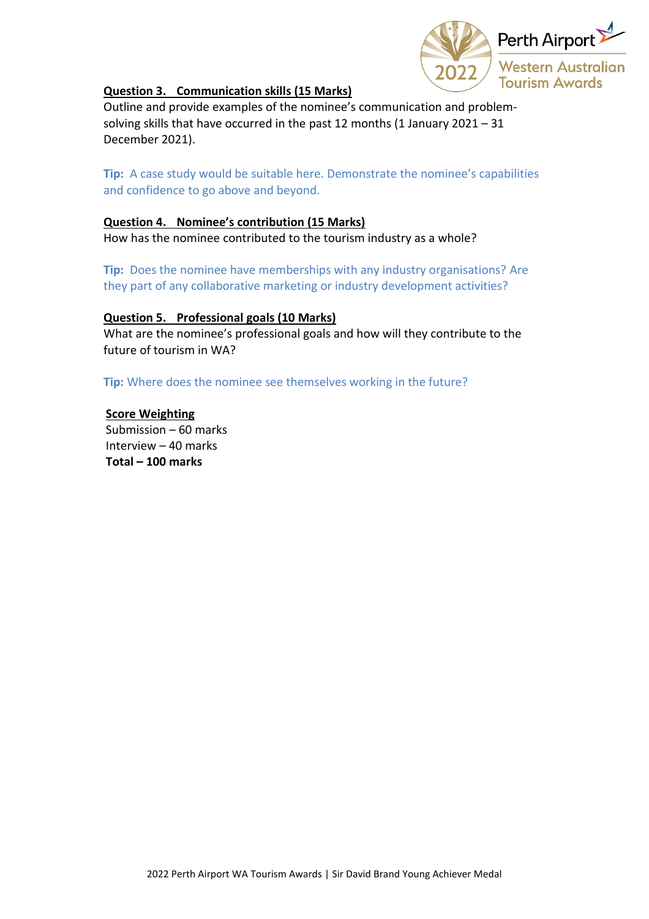**<u>Question 3. Communication skills (15 Marks)</u>**

Outline and provide examples of the nominee's communication and problem-solving skills that have occurred in the past 12 months (1 January 2021 – 31 December 2021).

**Tip:** A case study would be suitable here. Demonstrate the nominee's capabilities and confidence to go above and beyond.

**<u>Question 4. Nominee's contribution (15 Marks)</u>**

How has the nominee contributed to the tourism industry as a whole?

**Tip:** Does the nominee have memberships with any industry organisations? Are they part of any collaborative marketing or industry development activities?

**<u>Question 5. Professional goals (10 Marks)</u>**

What are the nominee's professional goals and how will they contribute to the future of tourism in WA?

**Tip:** Where does the nominee see themselves working in the future?

<u>Score Weighting</u>

Submission – 60 marks

Interview – 40 marks

**Total – 100 marks**